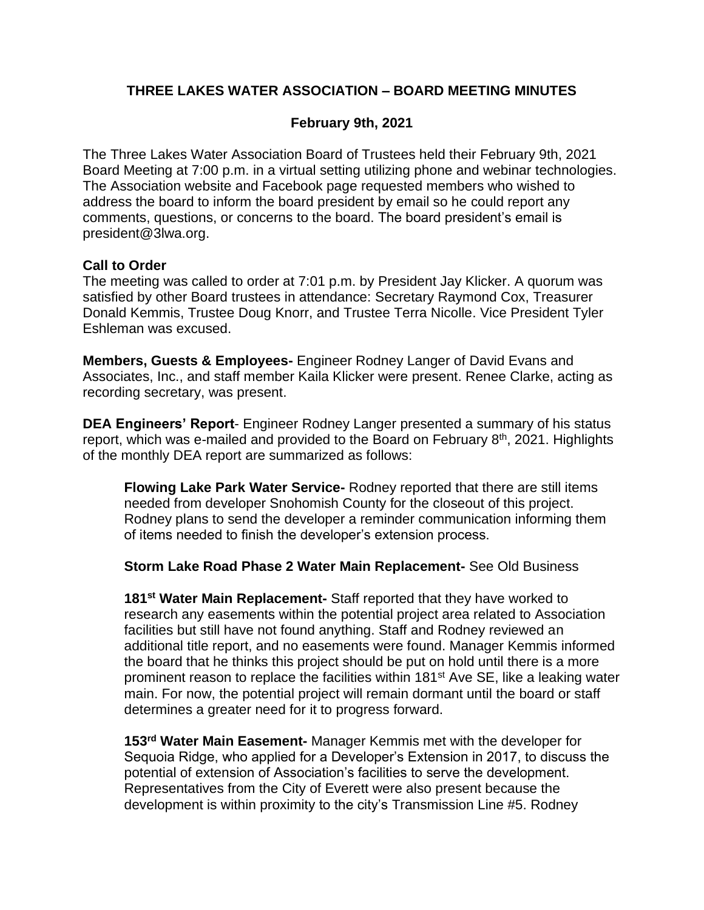# THREE LAKES WATER ASSOCIATION – BOARD MEETING MINUTES

## February 9th, 2021

The Three Lakes Water Association Board of Trustees held their February 9th, 2021 Board Meeting at 7:00 p.m. in a virtual setting utilizing phone and webinar technologies. The Association website and Facebook page requested members who wished to address the board to inform the board president by email so he could report any comments, questions, or concerns to the board. The board president's email is president@3lwa.org.

**Call to Order**
The meeting was called to order at 7:01 p.m. by President Jay Klicker. A quorum was satisfied by other Board trustees in attendance: Secretary Raymond Cox, Treasurer Donald Kemmis, Trustee Doug Knorr, and Trustee Terra Nicolle. Vice President Tyler Eshleman was excused.

**Members, Guests & Employees-** Engineer Rodney Langer of David Evans and Associates, Inc., and staff member Kaila Klicker were present. Renee Clarke, acting as recording secretary, was present.

**DEA Engineers' Report**- Engineer Rodney Langer presented a summary of his status report, which was e-mailed and provided to the Board on February 8th, 2021. Highlights of the monthly DEA report are summarized as follows:

> **Flowing Lake Park Water Service-** Rodney reported that there are still items needed from developer Snohomish County for the closeout of this project. Rodney plans to send the developer a reminder communication informing them of items needed to finish the developer's extension process.
>
> **Storm Lake Road Phase 2 Water Main Replacement-** See Old Business
>
> **181st Water Main Replacement-** Staff reported that they have worked to research any easements within the potential project area related to Association facilities but still have not found anything. Staff and Rodney reviewed an additional title report, and no easements were found. Manager Kemmis informed the board that he thinks this project should be put on hold until there is a more prominent reason to replace the facilities within 181st Ave SE, like a leaking water main. For now, the potential project will remain dormant until the board or staff determines a greater need for it to progress forward.
>
> **153rd Water Main Easement-** Manager Kemmis met with the developer for Sequoia Ridge, who applied for a Developer's Extension in 2017, to discuss the potential of extension of Association's facilities to serve the development. Representatives from the City of Everett were also present because the development is within proximity to the city's Transmission Line #5. Rodney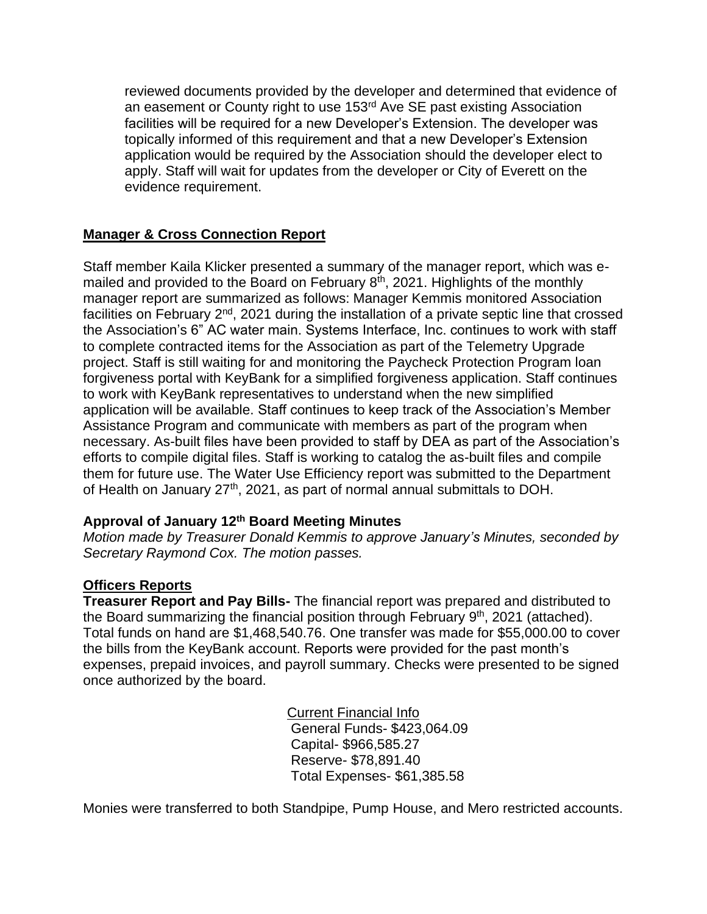reviewed documents provided by the developer and determined that evidence of an easement or County right to use 153rd Ave SE past existing Association facilities will be required for a new Developer's Extension. The developer was topically informed of this requirement and that a new Developer's Extension application would be required by the Association should the developer elect to apply. Staff will wait for updates from the developer or City of Everett on the evidence requirement.

## Manager & Cross Connection Report

Staff member Kaila Klicker presented a summary of the manager report, which was e-mailed and provided to the Board on February 8th, 2021. Highlights of the monthly manager report are summarized as follows: Manager Kemmis monitored Association facilities on February 2nd, 2021 during the installation of a private septic line that crossed the Association's 6" AC water main. Systems Interface, Inc. continues to work with staff to complete contracted items for the Association as part of the Telemetry Upgrade project. Staff is still waiting for and monitoring the Paycheck Protection Program loan forgiveness portal with KeyBank for a simplified forgiveness application. Staff continues to work with KeyBank representatives to understand when the new simplified application will be available. Staff continues to keep track of the Association's Member Assistance Program and communicate with members as part of the program when necessary. As-built files have been provided to staff by DEA as part of the Association's efforts to compile digital files. Staff is working to catalog the as-built files and compile them for future use. The Water Use Efficiency report was submitted to the Department of Health on January 27th, 2021, as part of normal annual submittals to DOH.

### Approval of January 12th Board Meeting Minutes

*Motion made by Treasurer Donald Kemmis to approve January's Minutes, seconded by Secretary Raymond Cox. The motion passes.*

## Officers Reports

**Treasurer Report and Pay Bills-** The financial report was prepared and distributed to the Board summarizing the financial position through February 9th, 2021 (attached). Total funds on hand are $1,468,540.76. One transfer was made for $55,000.00 to cover the bills from the KeyBank account. Reports were provided for the past month's expenses, prepaid invoices, and payroll summary. Checks were presented to be signed once authorized by the board.

Current Financial Info

General Funds- $423,064.09
Capital- $966,585.27
Reserve- $78,891.40
Total Expenses- $61,385.58

Monies were transferred to both Standpipe, Pump House, and Mero restricted accounts.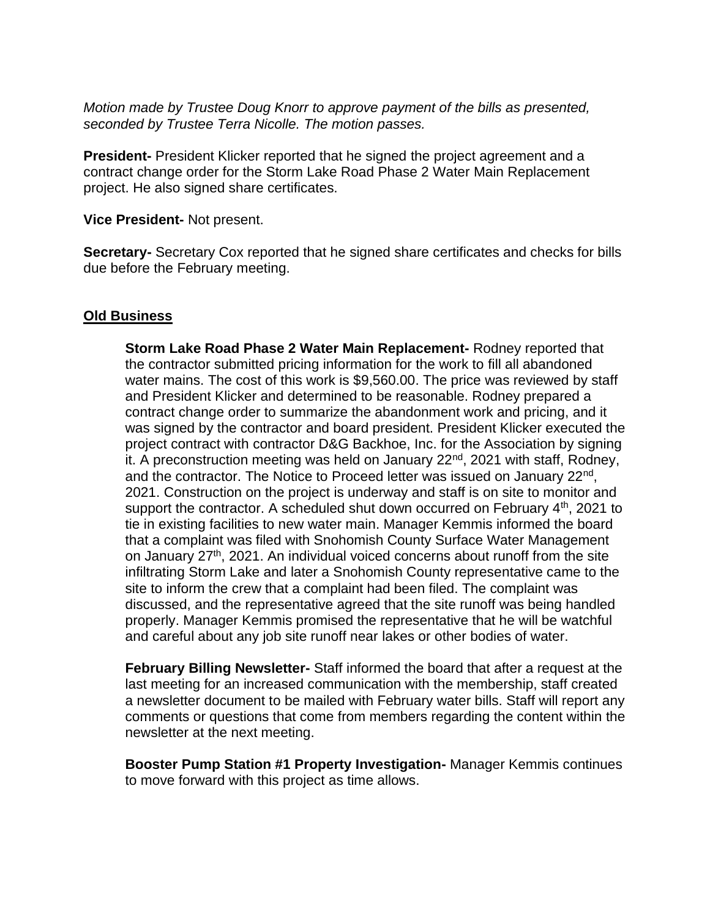*Motion made by Trustee Doug Knorr to approve payment of the bills as presented, seconded by Trustee Terra Nicolle. The motion passes.*

**President-** President Klicker reported that he signed the project agreement and a contract change order for the Storm Lake Road Phase 2 Water Main Replacement project. He also signed share certificates.

**Vice President-** Not present.

**Secretary-** Secretary Cox reported that he signed share certificates and checks for bills due before the February meeting.

## Old Business

**Storm Lake Road Phase 2 Water Main Replacement-** Rodney reported that the contractor submitted pricing information for the work to fill all abandoned water mains. The cost of this work is $9,560.00. The price was reviewed by staff and President Klicker and determined to be reasonable. Rodney prepared a contract change order to summarize the abandonment work and pricing, and it was signed by the contractor and board president. President Klicker executed the project contract with contractor D&G Backhoe, Inc. for the Association by signing it. A preconstruction meeting was held on January 22nd, 2021 with staff, Rodney, and the contractor. The Notice to Proceed letter was issued on January 22nd, 2021. Construction on the project is underway and staff is on site to monitor and support the contractor. A scheduled shut down occurred on February 4th, 2021 to tie in existing facilities to new water main. Manager Kemmis informed the board that a complaint was filed with Snohomish County Surface Water Management on January 27th, 2021. An individual voiced concerns about runoff from the site infiltrating Storm Lake and later a Snohomish County representative came to the site to inform the crew that a complaint had been filed. The complaint was discussed, and the representative agreed that the site runoff was being handled properly. Manager Kemmis promised the representative that he will be watchful and careful about any job site runoff near lakes or other bodies of water.

**February Billing Newsletter-** Staff informed the board that after a request at the last meeting for an increased communication with the membership, staff created a newsletter document to be mailed with February water bills. Staff will report any comments or questions that come from members regarding the content within the newsletter at the next meeting.

**Booster Pump Station #1 Property Investigation-** Manager Kemmis continues to move forward with this project as time allows.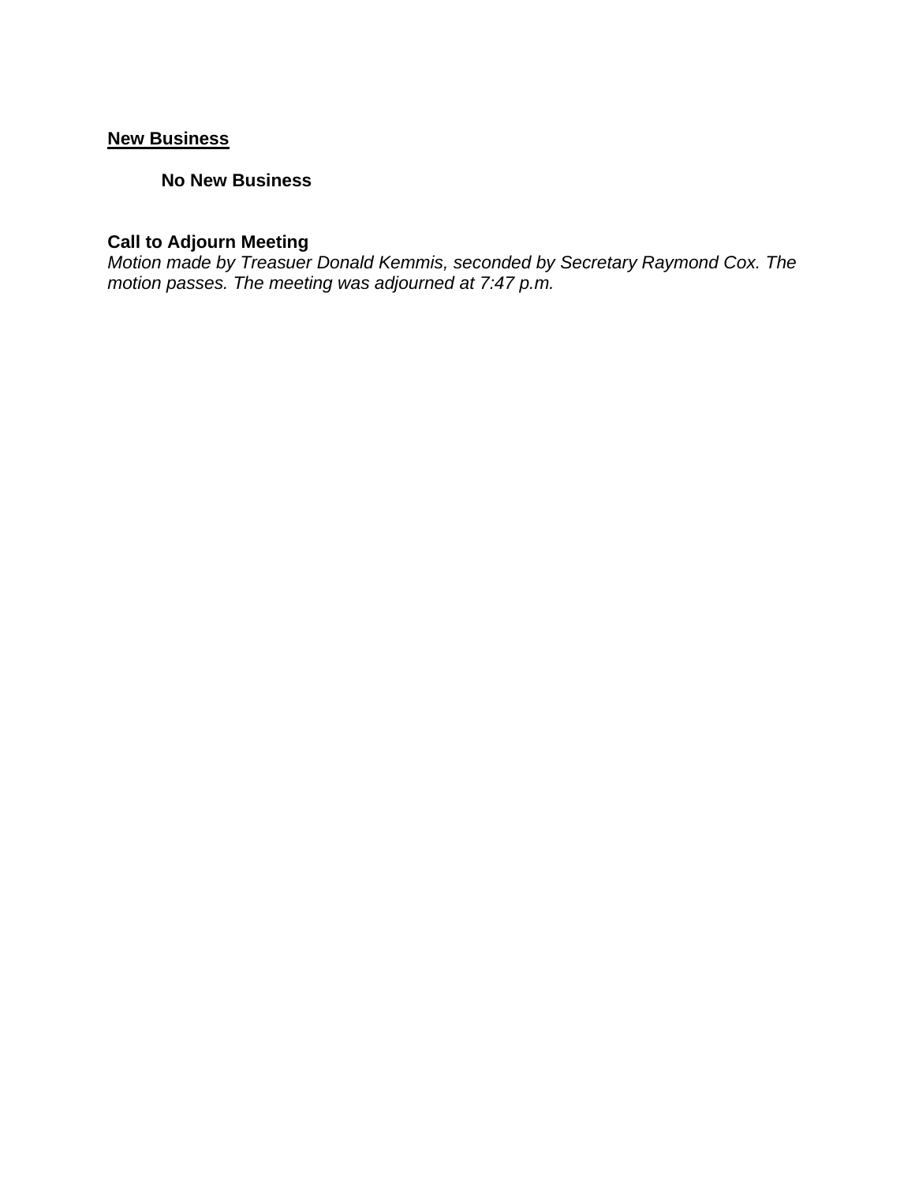## New Business

**No New Business**

**Call to Adjourn Meeting**

*Motion made by Treasuer Donald Kemmis, seconded by Secretary Raymond Cox. The motion passes. The meeting was adjourned at 7:47 p.m.*